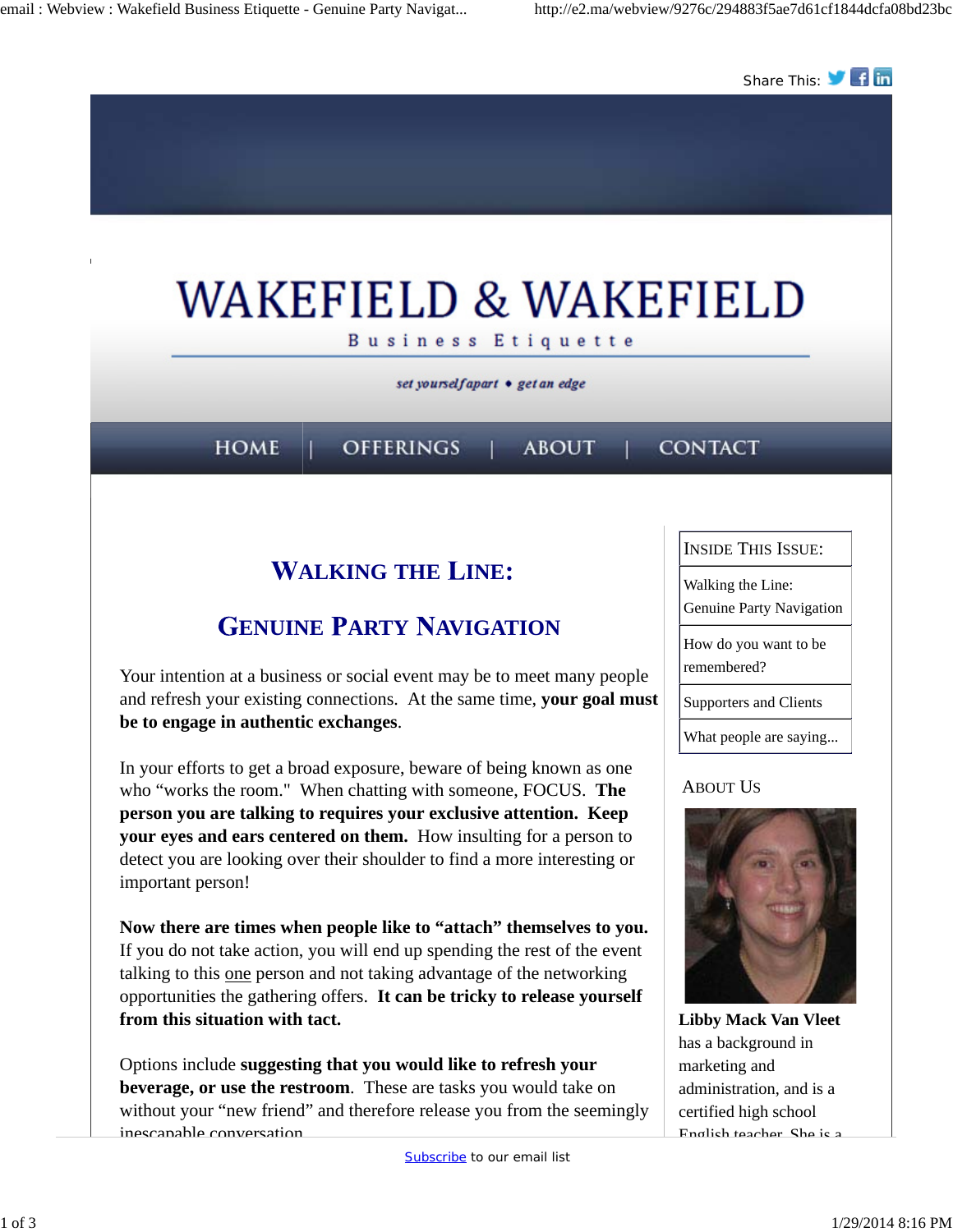Share This:

# WAKEFIELD & WAKEFIELD

Business Etiquette

*set yourself apart • get an edge*

HOME | OFFERINGS | ABOUT | CONTACT

## Walking the Line:

## Genuine Party Navigation

Your intention at a business or social event may be to meet many people and refresh your existing connections. At the same time, **your goal must be to engage in authentic exchanges**.

In your efforts to get a broad exposure, beware of being known as one who "works the room." When chatting with someone, FOCUS. **The person you are talking to requires your exclusive attention. Keep your eyes and ears centered on them.** How insulting for a person to detect you are looking over their shoulder to find a more interesting or important person!

**Now there are times when people like to "attach" themselves to you.** If you do not take action, you will end up spending the rest of the event talking to this one person and not taking advantage of the networking opportunities the gathering offers. **It can be tricky to release yourself from this situation with tact.**

Options include **suggesting that you would like to refresh your beverage, or use the restroom**. These are tasks you would take on without your "new friend" and therefore release you from the seemingly inescapable conversation.

| Inside This Issue: |
|---|
| Walking the Line: Genuine Party Navigation |
| How do you want to be remembered? |
| Supporters and Clients |
| What people are saying... |

About Us

**Libby Mack Van Vleet** has a background in marketing and administration, and is a certified high school English teacher. She is a

Subscribe to our email list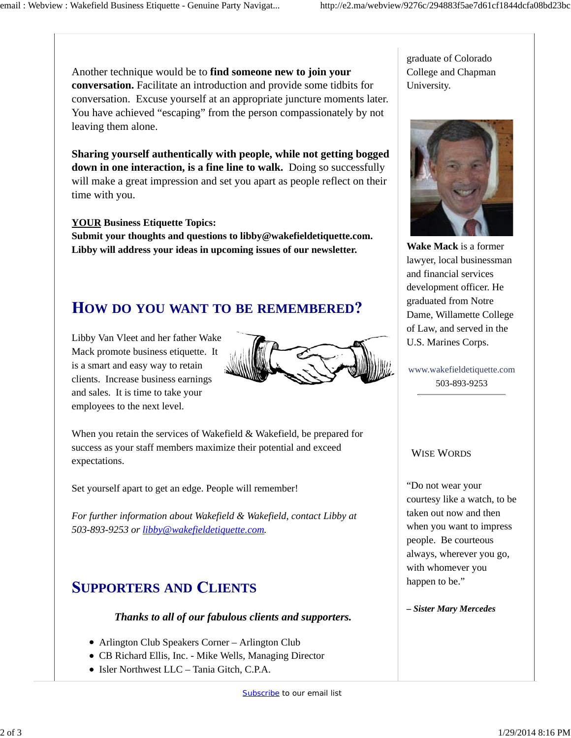Another technique would be to **find someone new to join your conversation.** Facilitate an introduction and provide some tidbits for conversation. Excuse yourself at an appropriate juncture moments later. You have achieved "escaping" from the person compassionately by not leaving them alone.

**Sharing yourself authentically with people, while not getting bogged down in one interaction, is a fine line to walk.** Doing so successfully will make a great impression and set you apart as people reflect on their time with you.

**YOUR Business Etiquette Topics:**
**Submit your thoughts and questions to libby@wakefieldetiquette.com. Libby will address your ideas in upcoming issues of our newsletter.**

## How do you want to be remembered?

Libby Van Vleet and her father Wake Mack promote business etiquette. It is a smart and easy way to retain clients. Increase business earnings and sales. It is time to take your employees to the next level.

When you retain the services of Wakefield & Wakefield, be prepared for success as your staff members maximize their potential and exceed expectations.

Set yourself apart to get an edge. People will remember!

*For further information about Wakefield & Wakefield, contact Libby at 503-893-9253 or libby@wakefieldetiquette.com.*

## Supporters and Clients

***Thanks to all of our fabulous clients and supporters.***

- Arlington Club Speakers Corner – Arlington Club
- CB Richard Ellis, Inc. - Mike Wells, Managing Director
- Isler Northwest LLC – Tania Gitch, C.P.A.

graduate of Colorado College and Chapman University.

**Wake Mack** is a former lawyer, local businessman and financial services development officer. He graduated from Notre Dame, Willamette College of Law, and served in the U.S. Marines Corps.

www.wakefieldetiquette.com
503-893-9253

### Wise Words

"Do not wear your courtesy like a watch, to be taken out now and then when you want to impress people. Be courteous always, wherever you go, with whomever you happen to be."

***– Sister Mary Mercedes***

Subscribe to our email list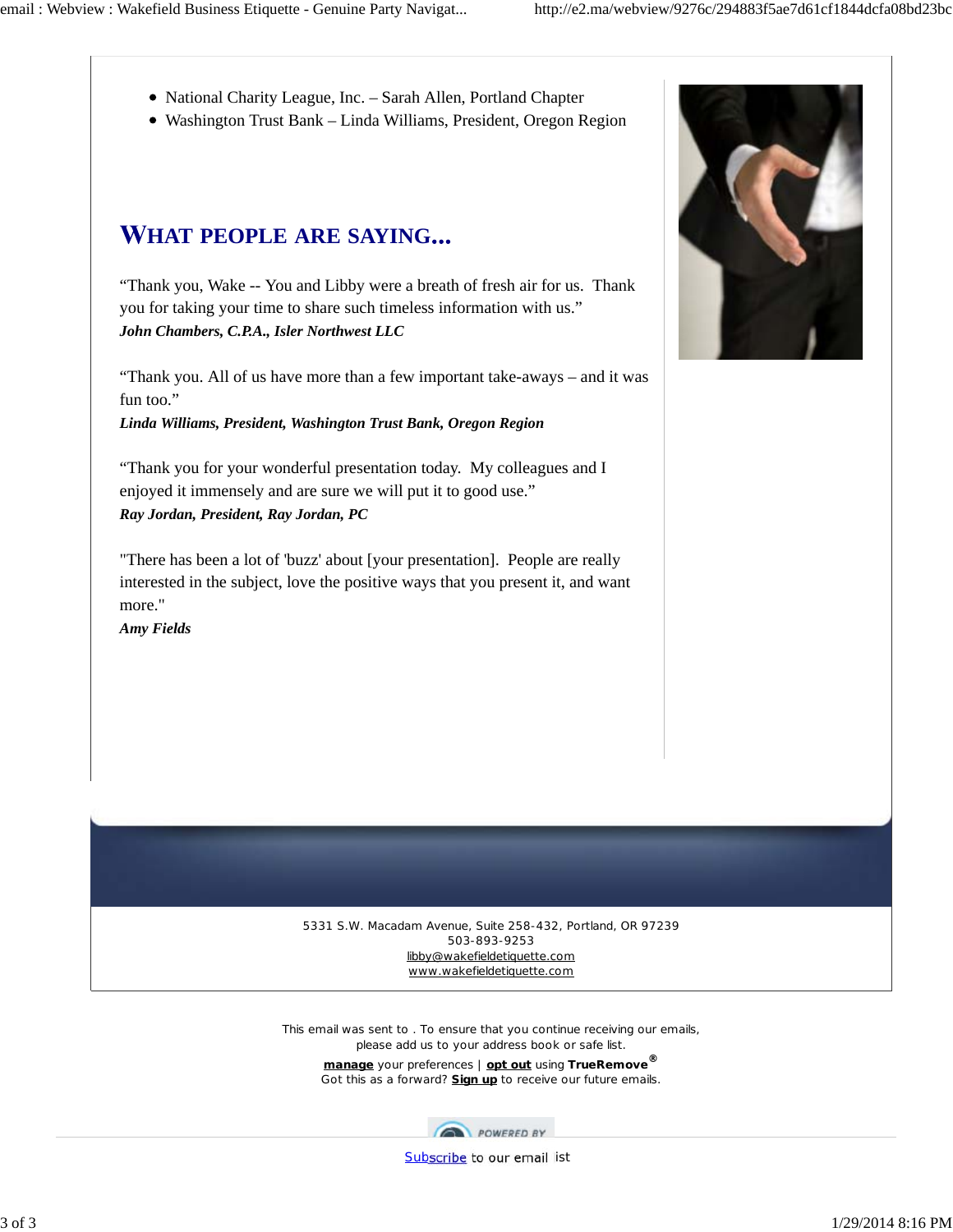- National Charity League, Inc. – Sarah Allen, Portland Chapter
- Washington Trust Bank – Linda Williams, President, Oregon Region

## WHAT PEOPLE ARE SAYING...

"Thank you, Wake -- You and Libby were a breath of fresh air for us. Thank you for taking your time to share such timeless information with us."
***John Chambers, C.P.A., Isler Northwest LLC***

"Thank you. All of us have more than a few important take-aways – and it was fun too."
***Linda Williams, President, Washington Trust Bank, Oregon Region***

"Thank you for your wonderful presentation today. My colleagues and I enjoyed it immensely and are sure we will put it to good use."
***Ray Jordan, President, Ray Jordan, PC***

"There has been a lot of 'buzz' about [your presentation]. People are really interested in the subject, love the positive ways that you present it, and want more."
***Amy Fields***

5331 S.W. Macadam Avenue, Suite 258-432, Portland, OR 97239
503-893-9253
libby@wakefieldetiquette.com
www.wakefieldetiquette.com

This email was sent to . To ensure that you continue receiving our emails, please add us to your address book or safe list.
**manage** your preferences | **opt out** using **TrueRemove®**
Got this as a forward? **Sign up** to receive our future emails.

POWERED BY

Subscribe to our email list